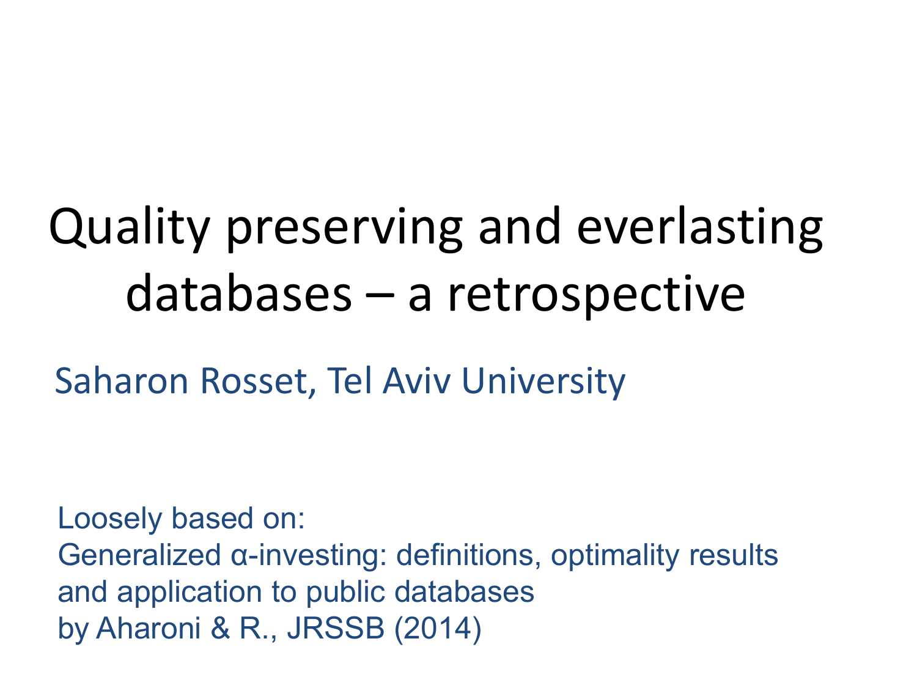# Quality preserving and everlasting databases – a retrospective

Saharon Rosset, Tel Aviv University

Loosely based on:
Generalized α-investing: definitions, optimality results and application to public databases
by Aharoni & R., JRSSB (2014)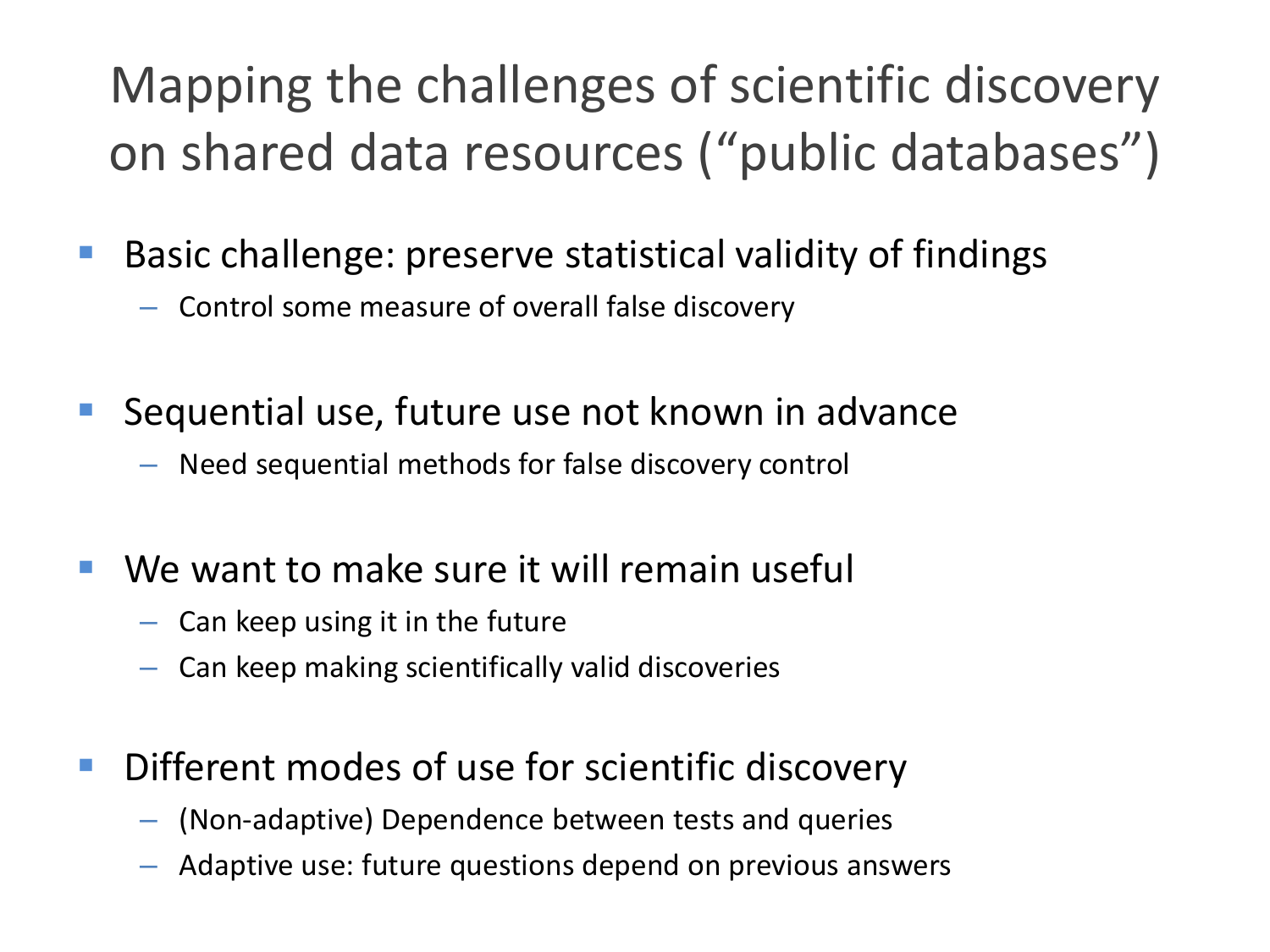# Mapping the challenges of scientific discovery on shared data resources ("public databases")

- Basic challenge: preserve statistical validity of findings
  - Control some measure of overall false discovery
- Sequential use, future use not known in advance
  - Need sequential methods for false discovery control
- We want to make sure it will remain useful
  - Can keep using it in the future
  - Can keep making scientifically valid discoveries
- Different modes of use for scientific discovery
  - (Non-adaptive) Dependence between tests and queries
  - Adaptive use: future questions depend on previous answers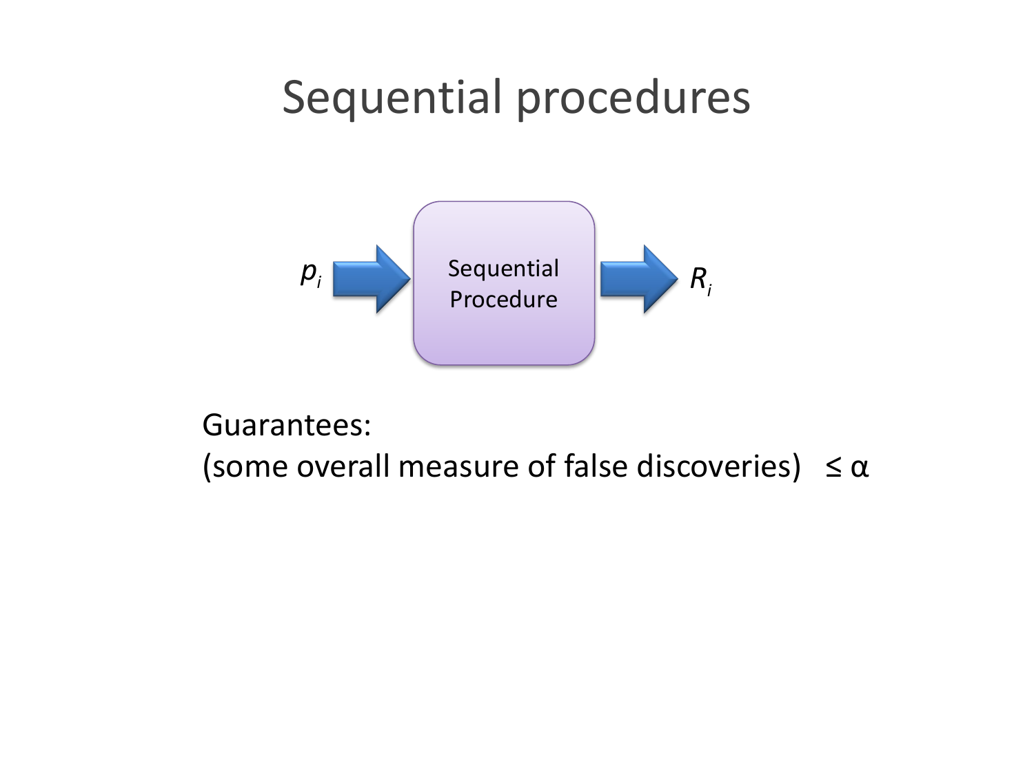# Sequential procedures

$p_i$ → Sequential Procedure → $R_i$

Guarantees:

(some overall measure of false discoveries) $\leq \alpha$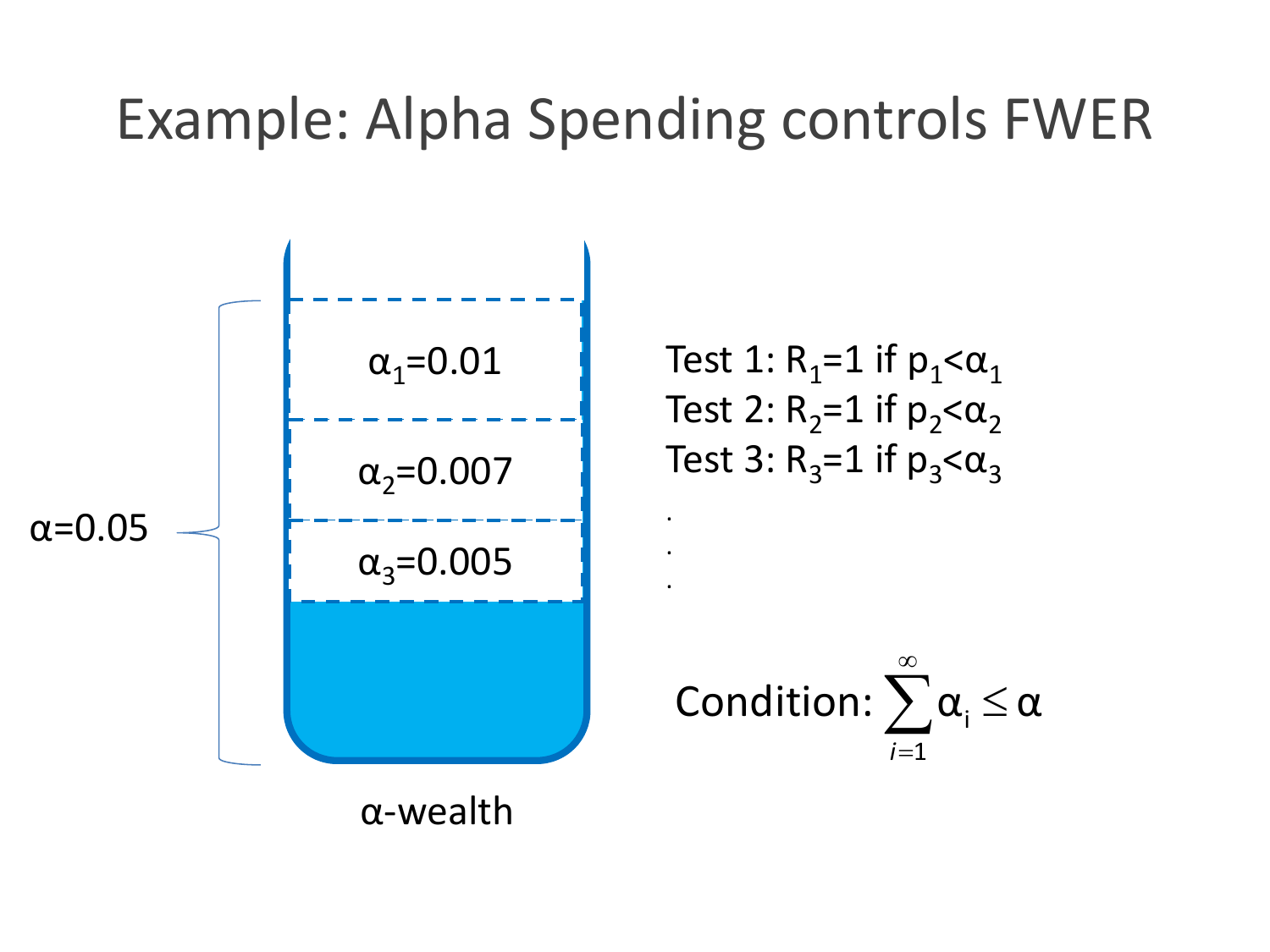# Example: Alpha Spending controls FWER

$\alpha=0.05$

$\alpha_1=0.01$

$\alpha_2=0.007$

$\alpha_3=0.005$

α-wealth

Test 1: $R_1=1$ if $p_1<\alpha_1$

Test 2: $R_2=1$ if $p_2<\alpha_2$

Test 3: $R_3=1$ if $p_3<\alpha_3$

.
.
.

Condition: $\sum_{i=1}^{\infty} \alpha_i \leq \alpha$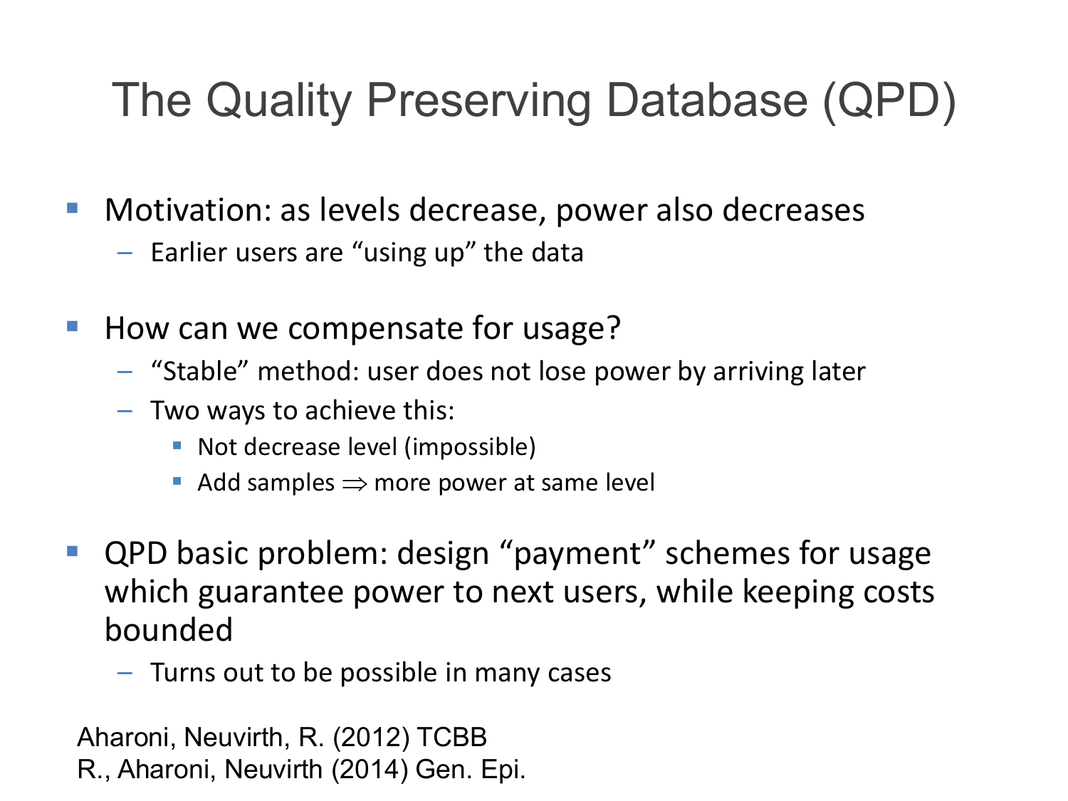# The Quality Preserving Database (QPD)

- Motivation: as levels decrease, power also decreases
  - Earlier users are "using up" the data
- How can we compensate for usage?
  - "Stable" method: user does not lose power by arriving later
  - Two ways to achieve this:
    - Not decrease level (impossible)
    - Add samples $\Rightarrow$ more power at same level
- QPD basic problem: design "payment" schemes for usage which guarantee power to next users, while keeping costs bounded
  - Turns out to be possible in many cases

Aharoni, Neuvirth, R. (2012) TCBB
R., Aharoni, Neuvirth (2014) Gen. Epi.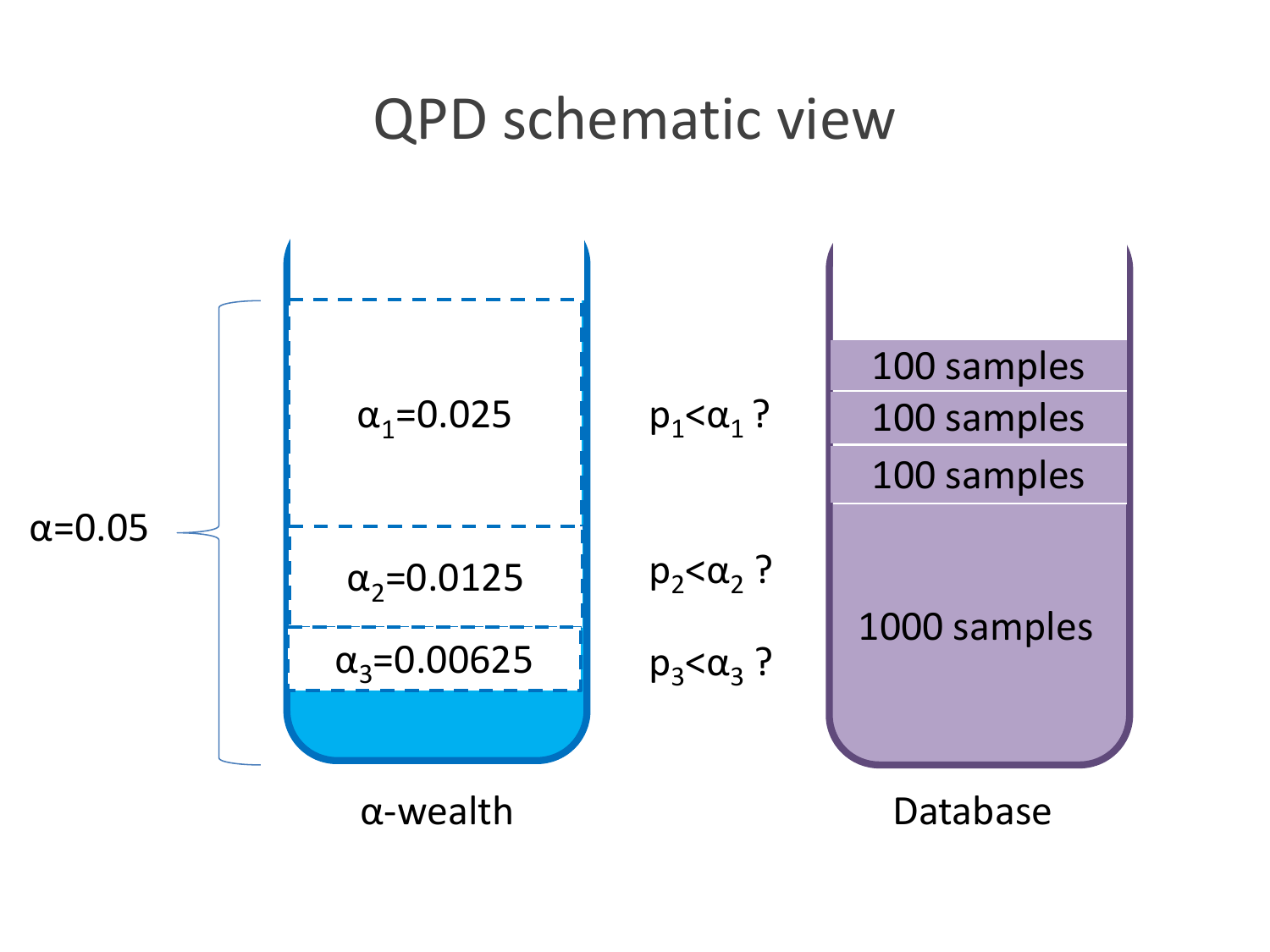# QPD schematic view

$\alpha=0.05$

**α-wealth**

- $\alpha_1=0.025$ — $p_1<\alpha_1$ ?
- $\alpha_2=0.0125$ — $p_2<\alpha_2$ ?
- $\alpha_3=0.00625$ — $p_3<\alpha_3$ ?

**Database**

- 100 samples
- 100 samples
- 100 samples
- 1000 samples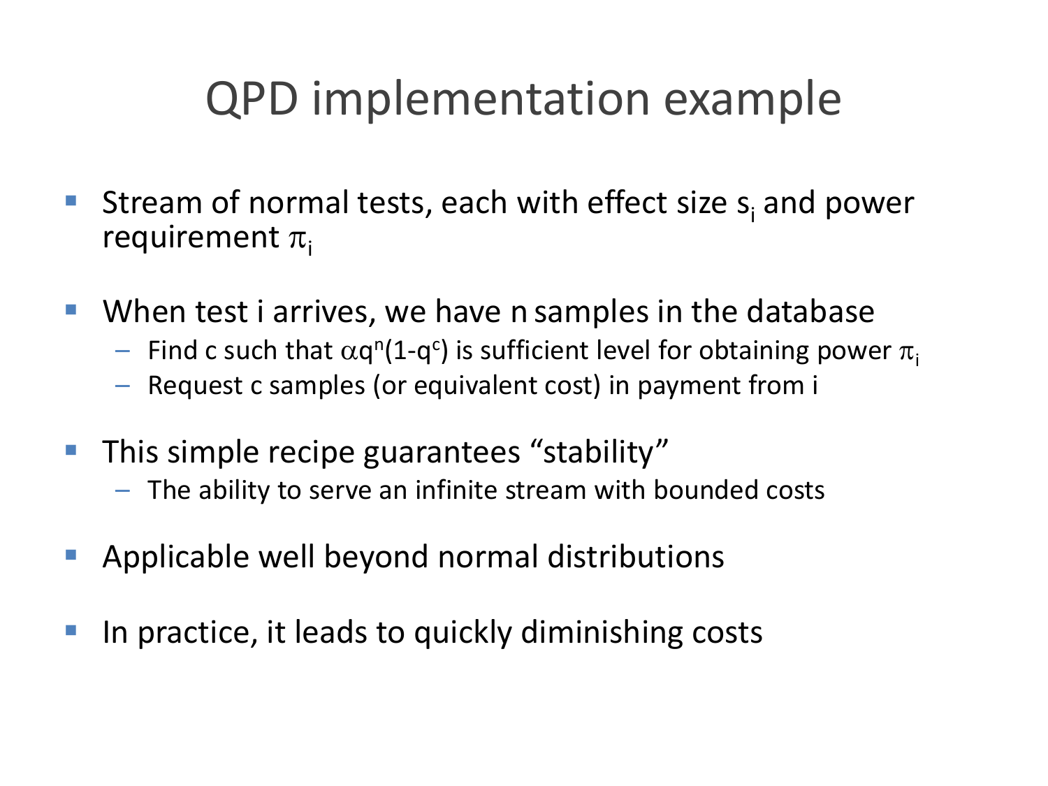# QPD implementation example

- Stream of normal tests, each with effect size $s_i$ and power requirement $\pi_i$
- When test i arrives, we have n samples in the database
  - Find c such that $\alpha q^n(1-q^c)$ is sufficient level for obtaining power $\pi_i$
  - Request c samples (or equivalent cost) in payment from i
- This simple recipe guarantees "stability"
  - The ability to serve an infinite stream with bounded costs
- Applicable well beyond normal distributions
- In practice, it leads to quickly diminishing costs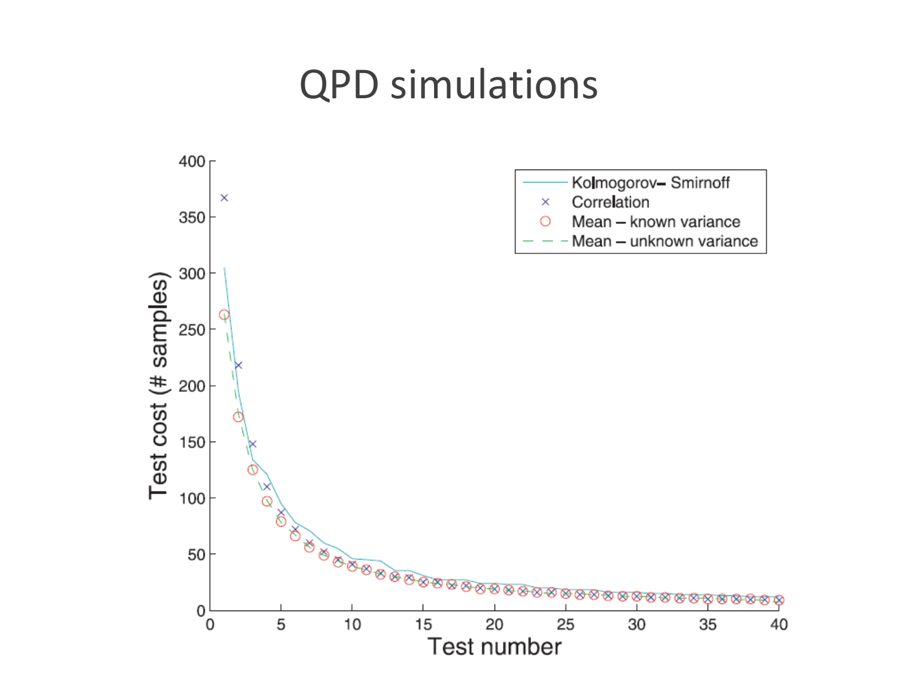# QPD simulations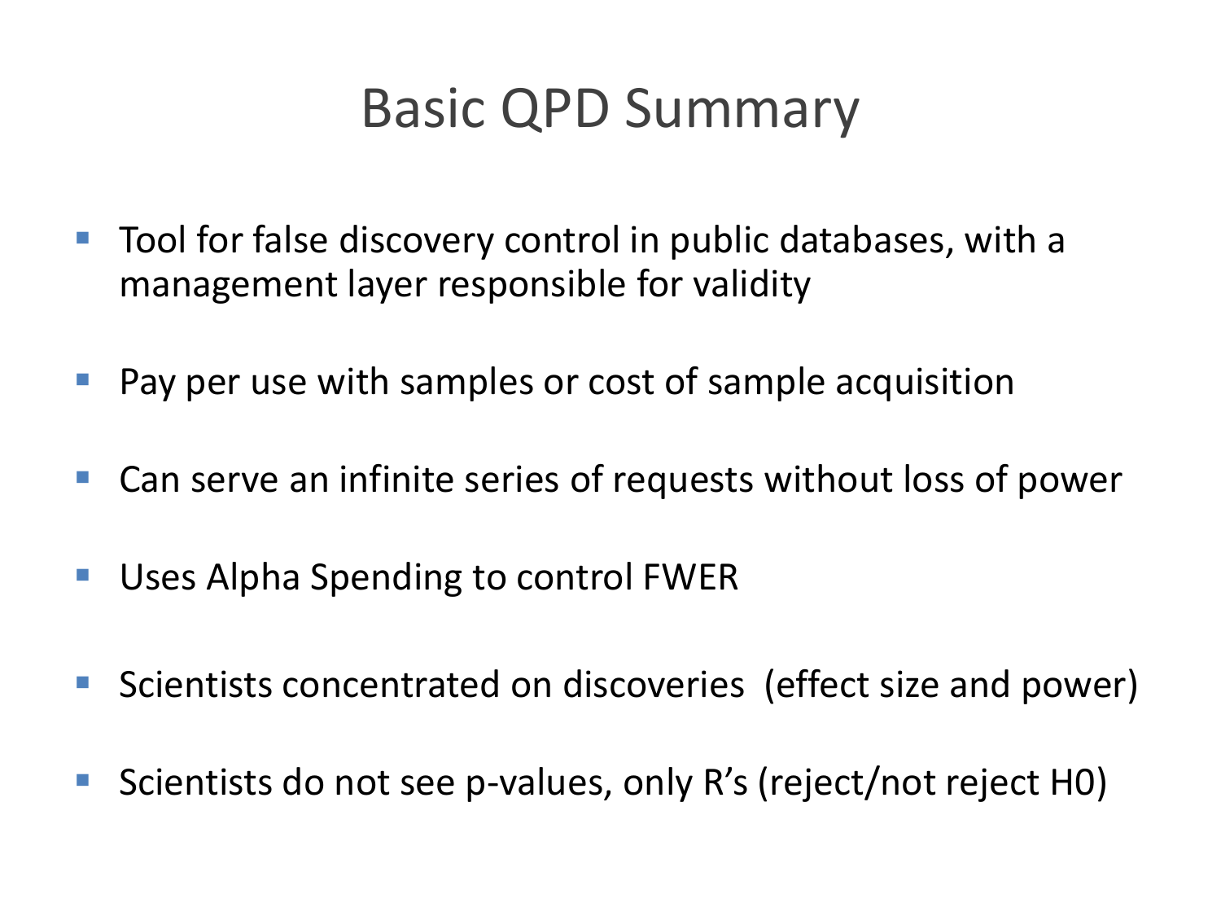# Basic QPD Summary

- Tool for false discovery control in public databases, with a management layer responsible for validity
- Pay per use with samples or cost of sample acquisition
- Can serve an infinite series of requests without loss of power
- Uses Alpha Spending to control FWER
- Scientists concentrated on discoveries (effect size and power)
- Scientists do not see p-values, only R's (reject/not reject H0)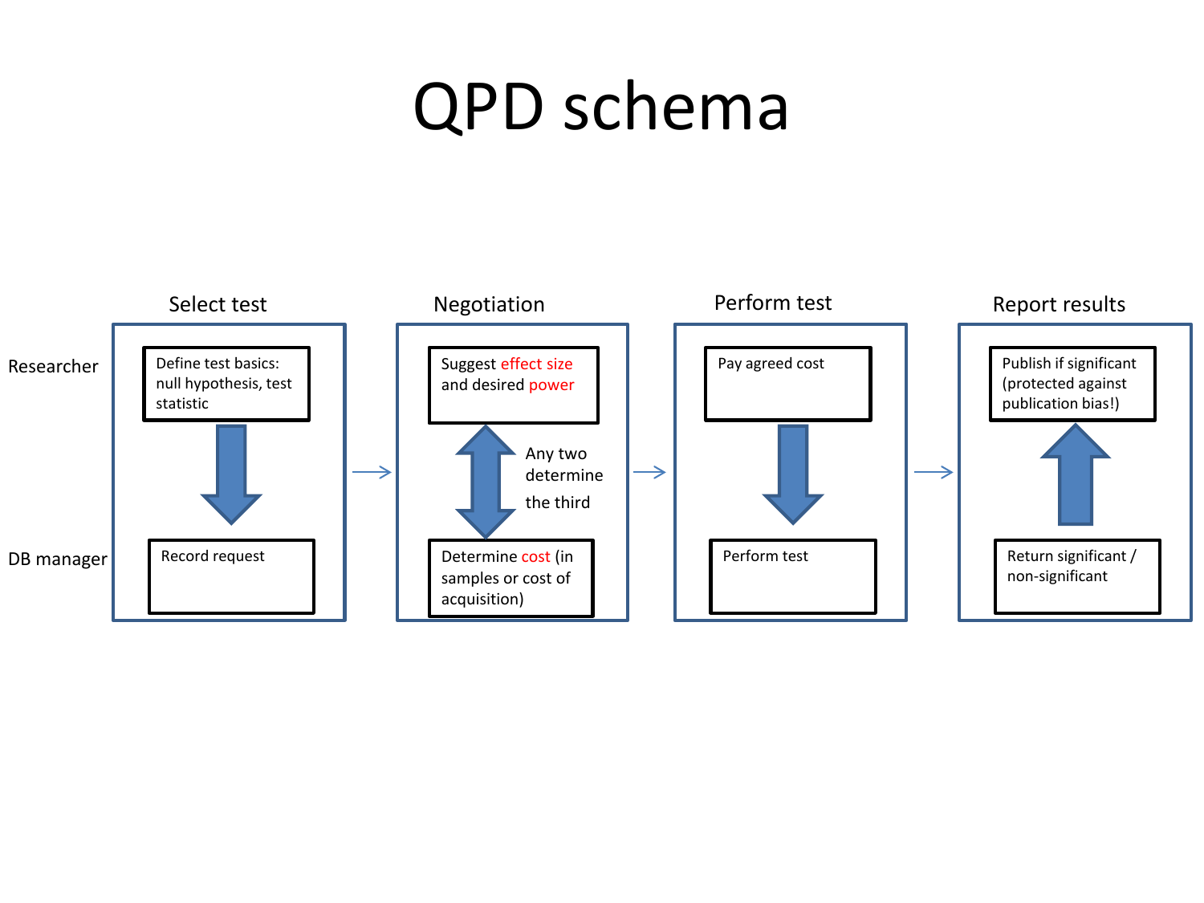# QPD schema

| | Select test | Negotiation | Perform test | Report results |
|---|---|---|---|---|
| Researcher | Define test basics: null hypothesis, test statistic | Suggest effect size and desired power | Pay agreed cost | Publish if significant (protected against publication bias!) |
| | ↓ | ↕ Any two determine the third | ↓ | ↑ |
| DB manager | Record request | Determine cost (in samples or cost of acquisition) | Perform test | Return significant / non-significant |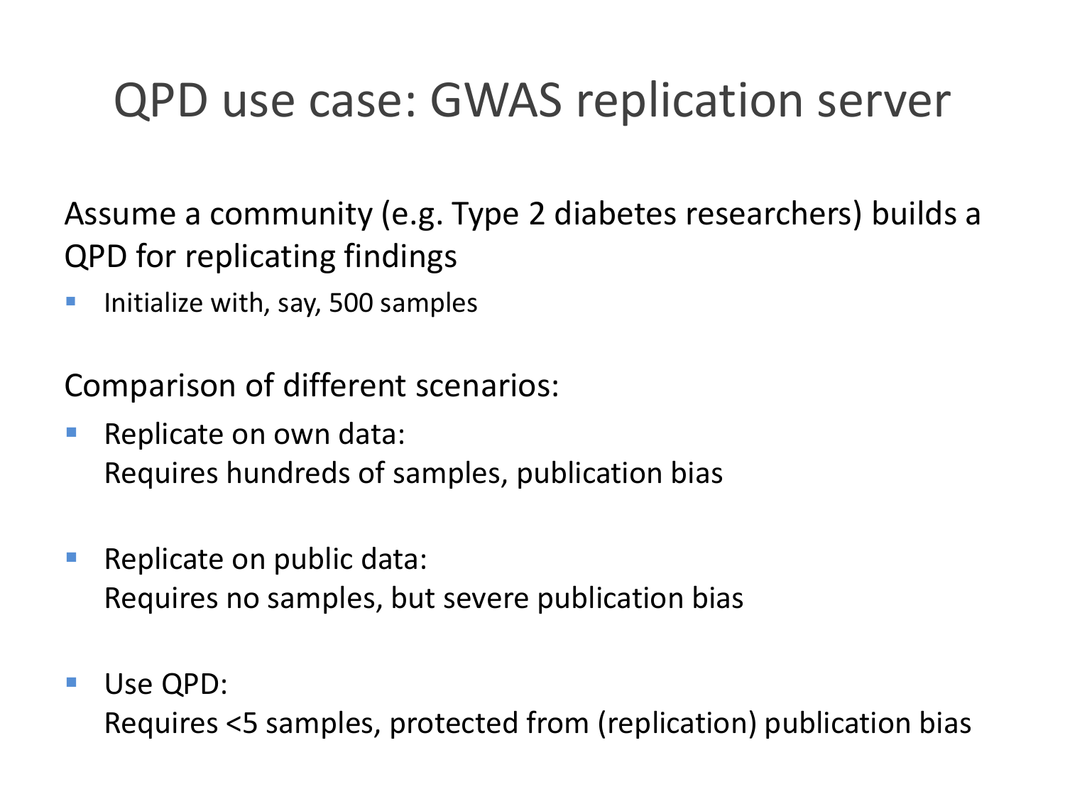# QPD use case: GWAS replication server

Assume a community (e.g. Type 2 diabetes researchers) builds a QPD for replicating findings

- Initialize with, say, 500 samples

Comparison of different scenarios:

- Replicate on own data:
  Requires hundreds of samples, publication bias

- Replicate on public data:
  Requires no samples, but severe publication bias

- Use QPD:
  Requires <5 samples, protected from (replication) publication bias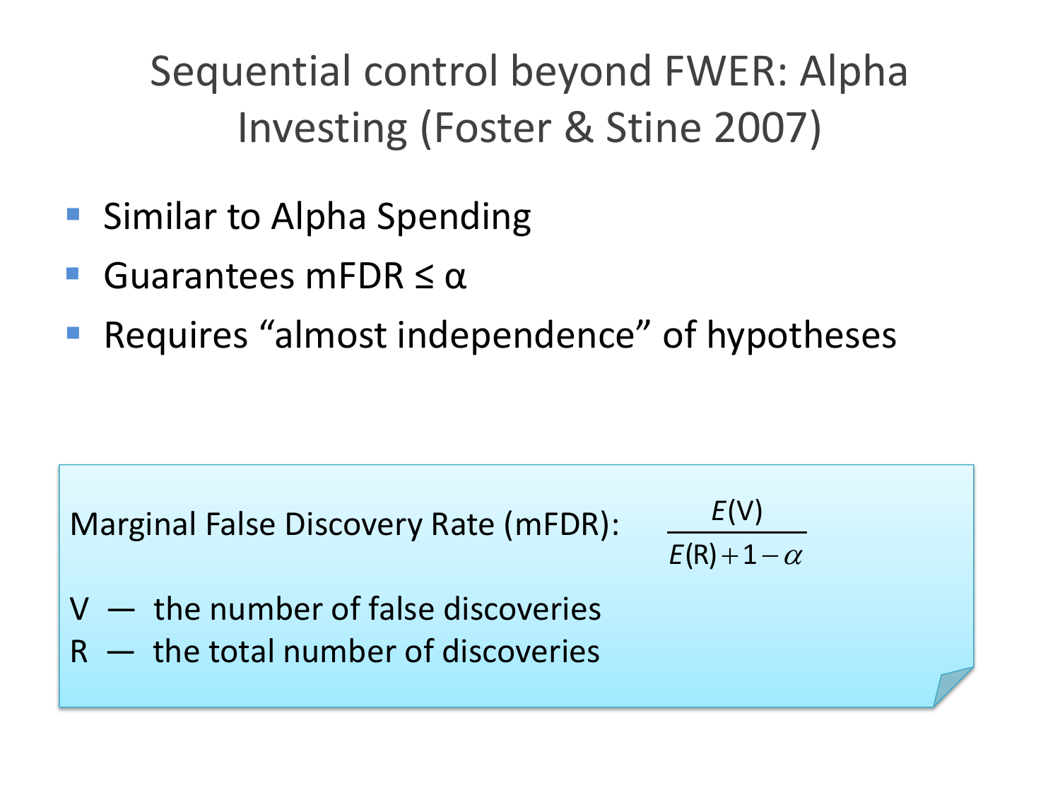# Sequential control beyond FWER: Alpha Investing (Foster & Stine 2007)

- Similar to Alpha Spending
- Guarantees mFDR ≤ α
- Requires "almost independence" of hypotheses

Marginal False Discovery Rate (mFDR): $\frac{E(\text{V})}{E(\text{R})+1-\alpha}$

V — the number of false discoveries
R — the total number of discoveries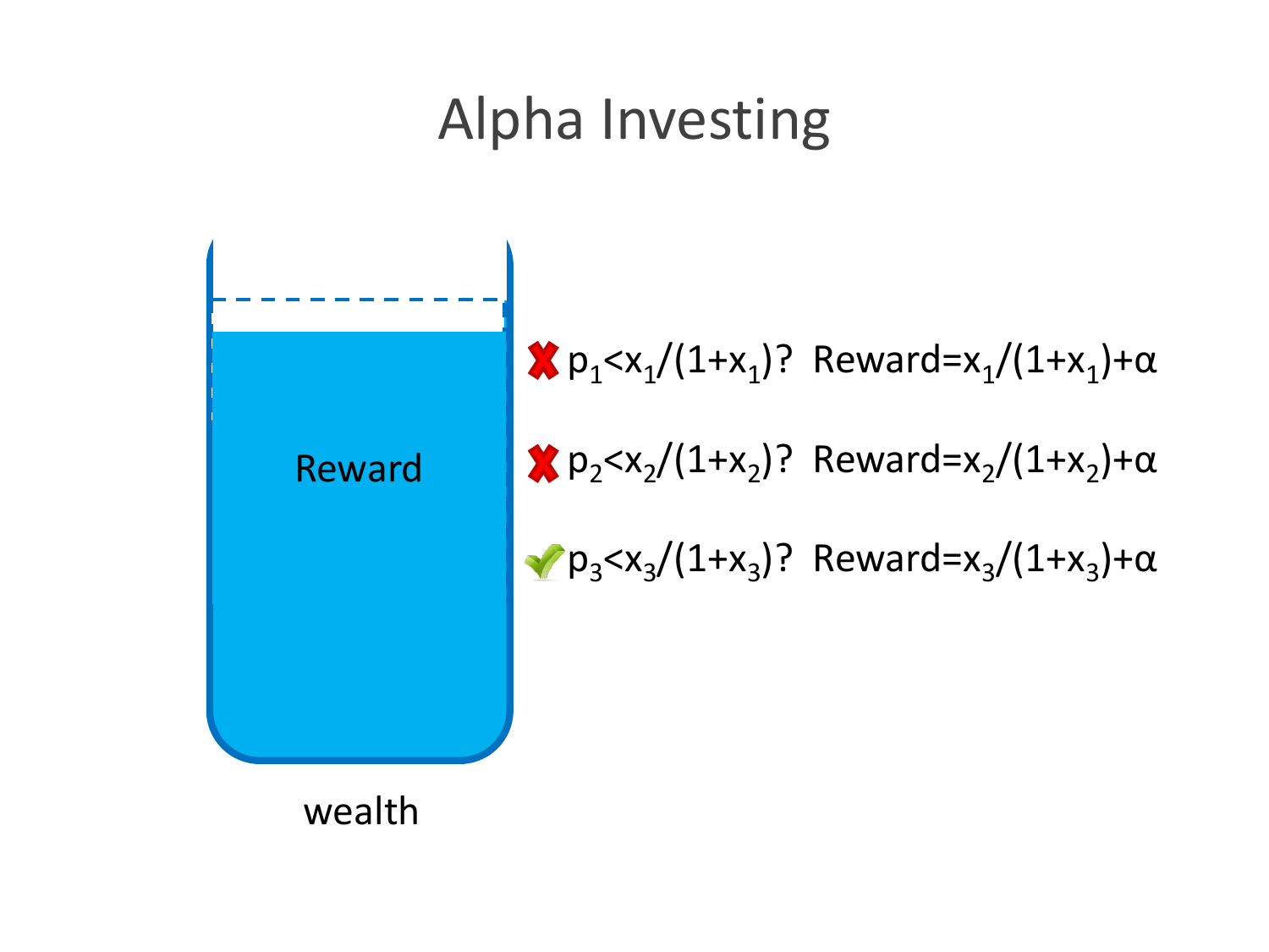# Alpha Investing

Reward

wealth

- ✗ $p_1 < x_1/(1+x_1)$? Reward$=x_1/(1+x_1)+\alpha$
- ✗ $p_2 < x_2/(1+x_2)$? Reward$=x_2/(1+x_2)+\alpha$
- ✓ $p_3 < x_3/(1+x_3)$? Reward$=x_3/(1+x_3)+\alpha$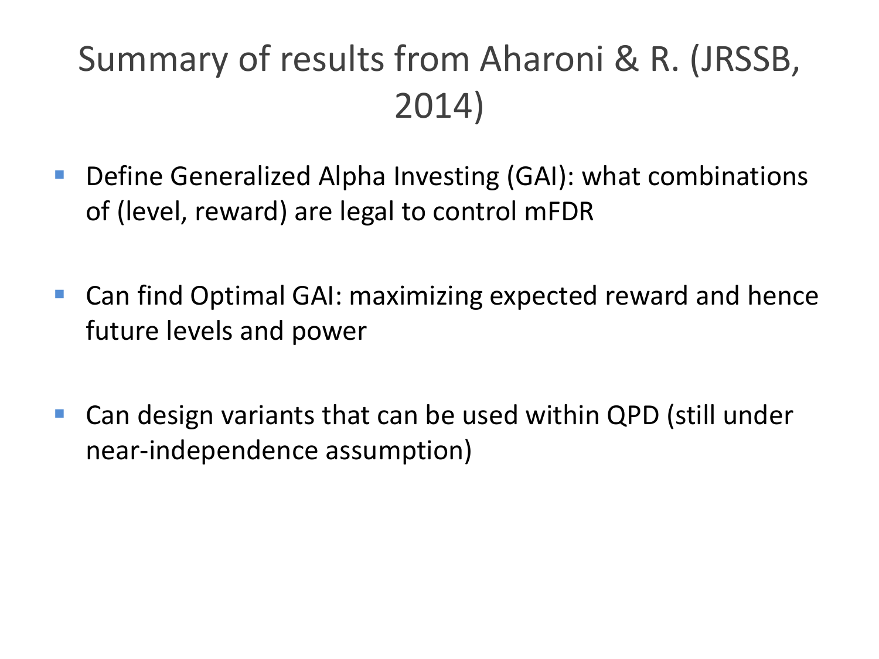# Summary of results from Aharoni & R. (JRSSB, 2014)

- Define Generalized Alpha Investing (GAI): what combinations of (level, reward) are legal to control mFDR
- Can find Optimal GAI: maximizing expected reward and hence future levels and power
- Can design variants that can be used within QPD (still under near-independence assumption)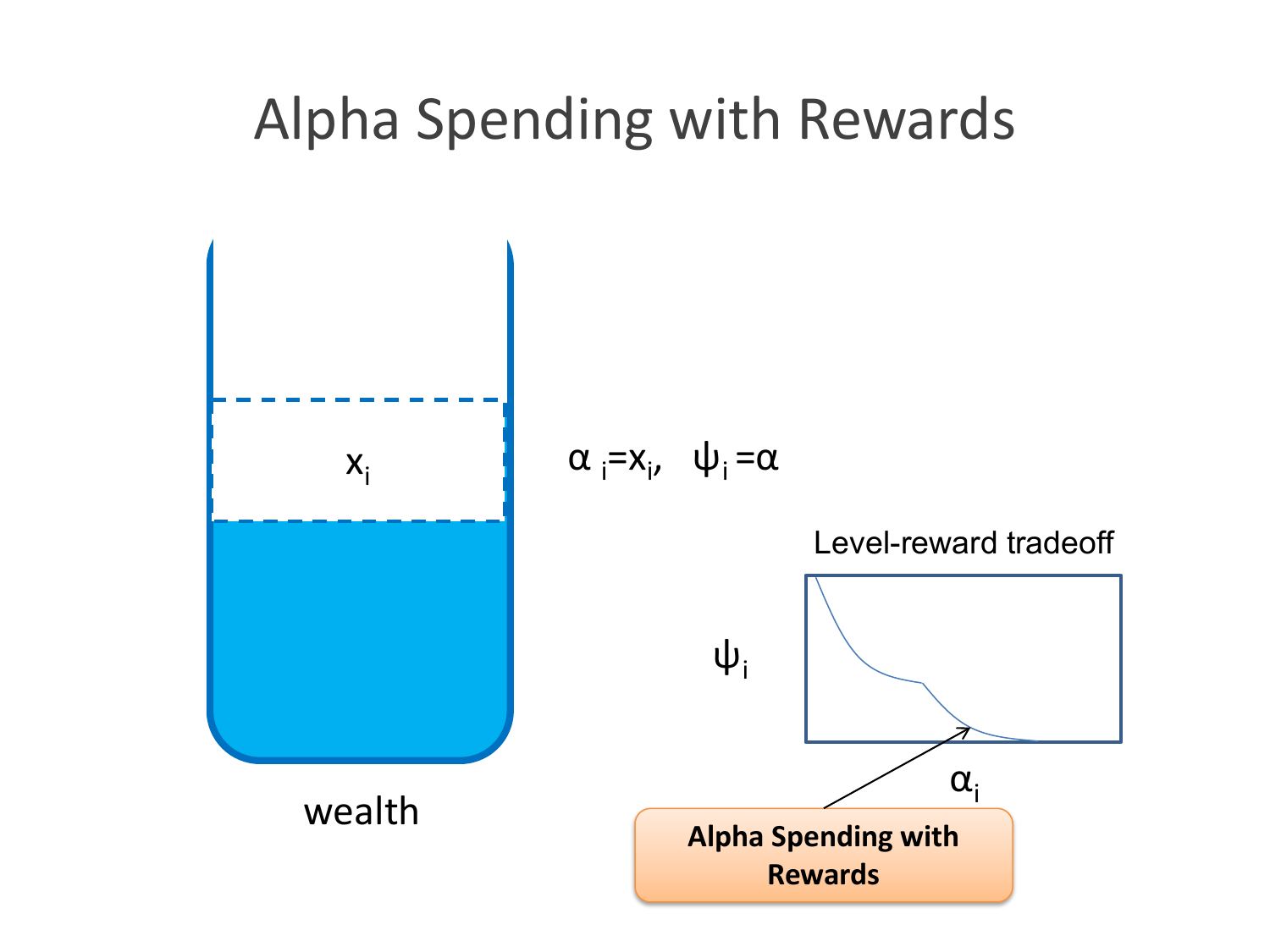# Alpha Spending with Rewards

$x_i$

wealth

$\alpha_i = x_i, \quad \psi_i = \alpha$

Level-reward tradeoff

$\psi_i$

$\alpha_i$

**Alpha Spending with Rewards**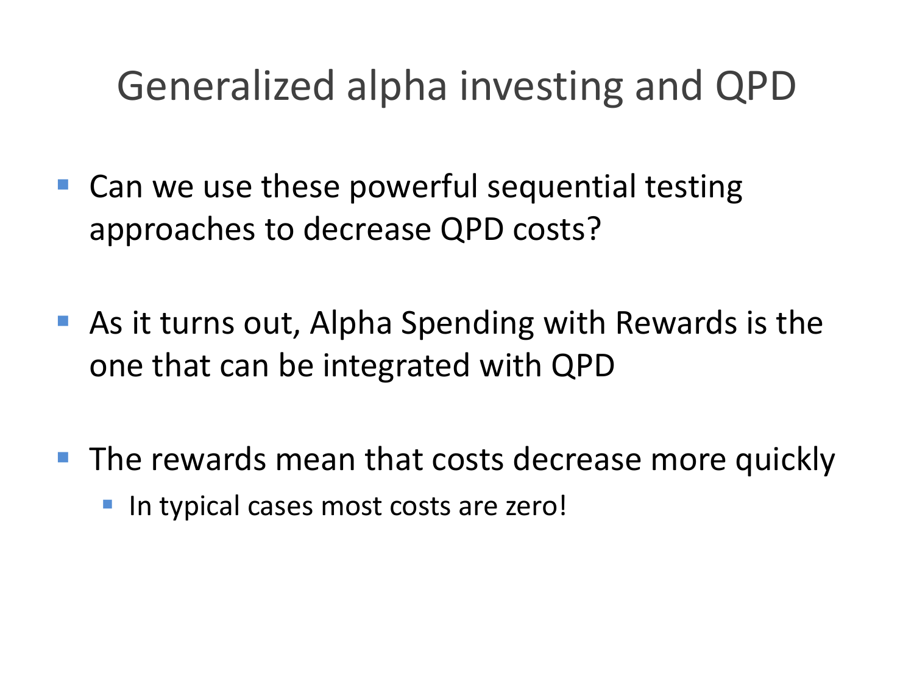# Generalized alpha investing and QPD

- Can we use these powerful sequential testing approaches to decrease QPD costs?
- As it turns out, Alpha Spending with Rewards is the one that can be integrated with QPD
- The rewards mean that costs decrease more quickly
  - In typical cases most costs are zero!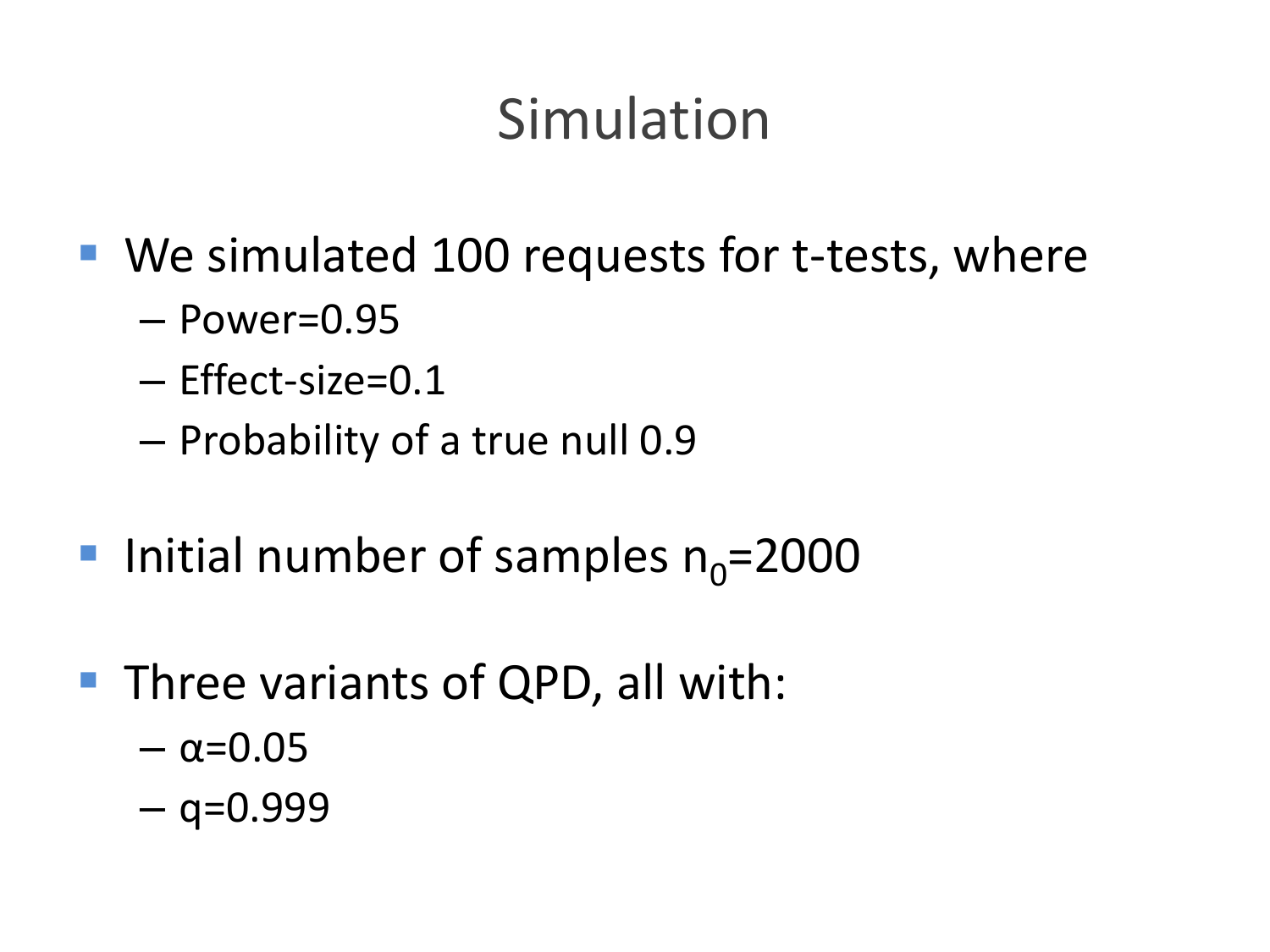# Simulation

- We simulated 100 requests for t-tests, where
  - Power=0.95
  - Effect-size=0.1
  - Probability of a true null 0.9
- Initial number of samples $n_0$=2000
- Three variants of QPD, all with:
  - $\alpha$=0.05
  - q=0.999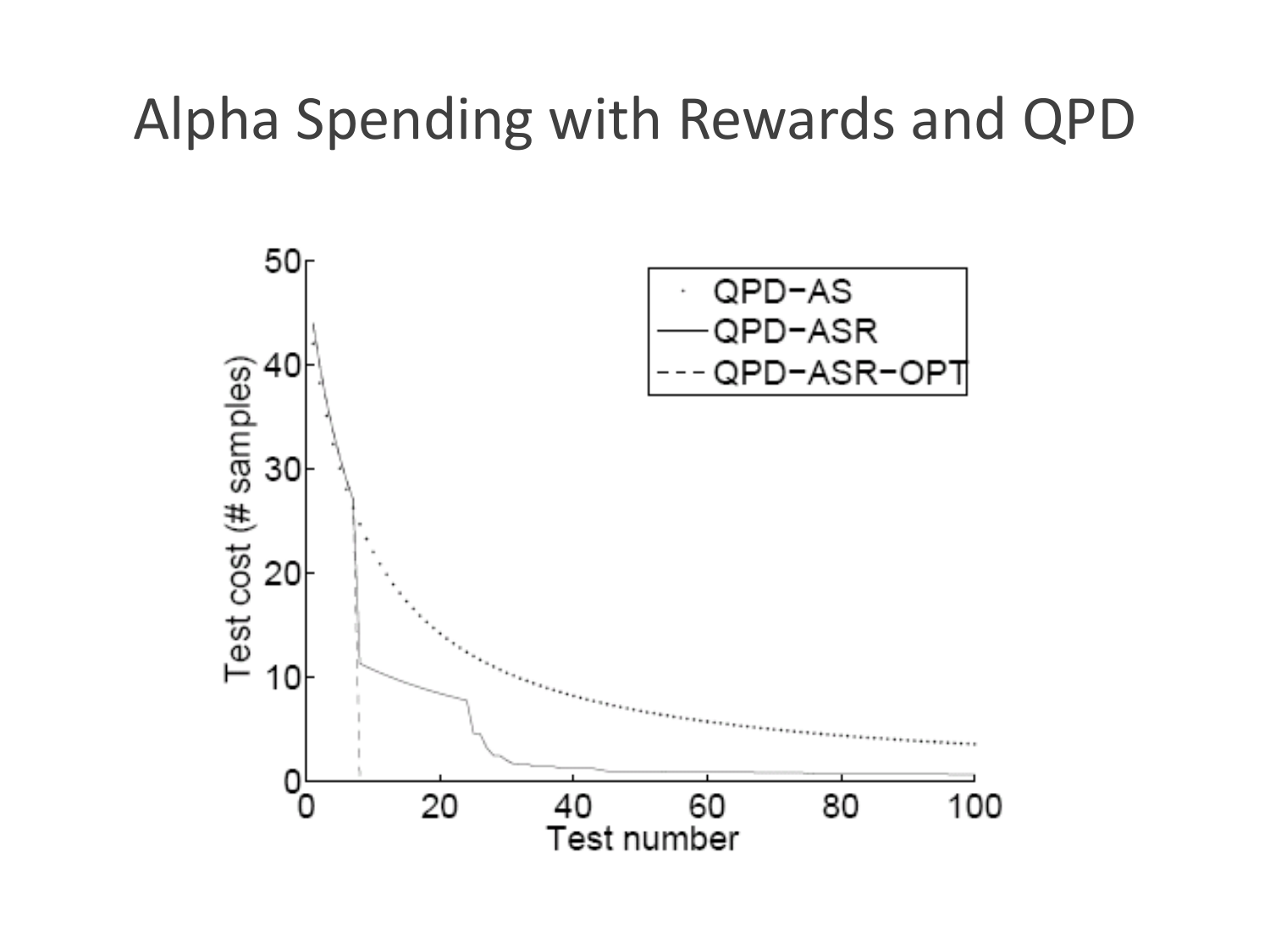# Alpha Spending with Rewards and QPD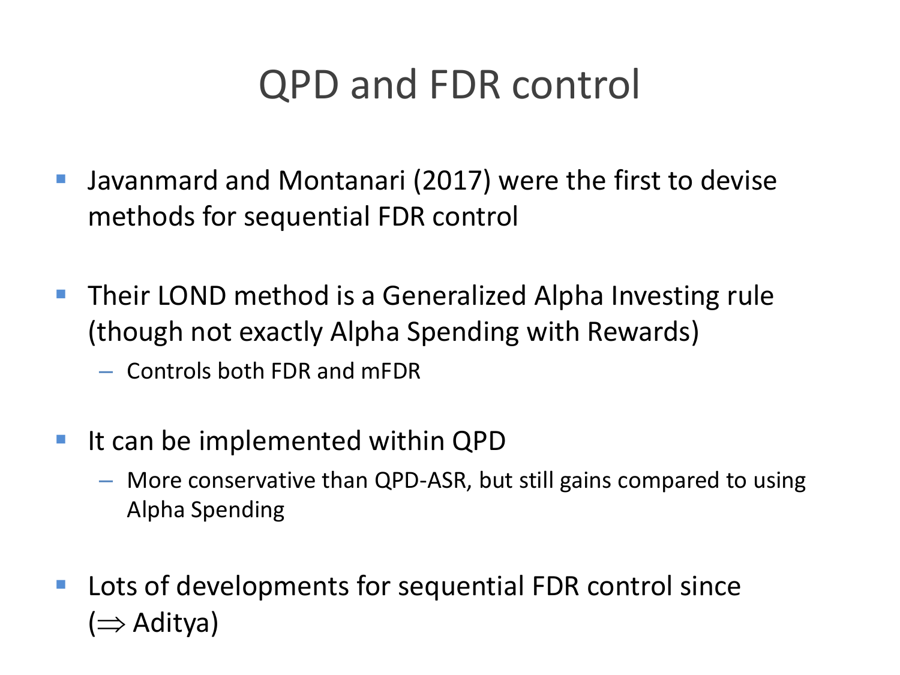# QPD and FDR control

- Javanmard and Montanari (2017) were the first to devise methods for sequential FDR control

- Their LOND method is a Generalized Alpha Investing rule (though not exactly Alpha Spending with Rewards)
  - Controls both FDR and mFDR

- It can be implemented within QPD
  - More conservative than QPD-ASR, but still gains compared to using Alpha Spending

- Lots of developments for sequential FDR control since ($\Rightarrow$ Aditya)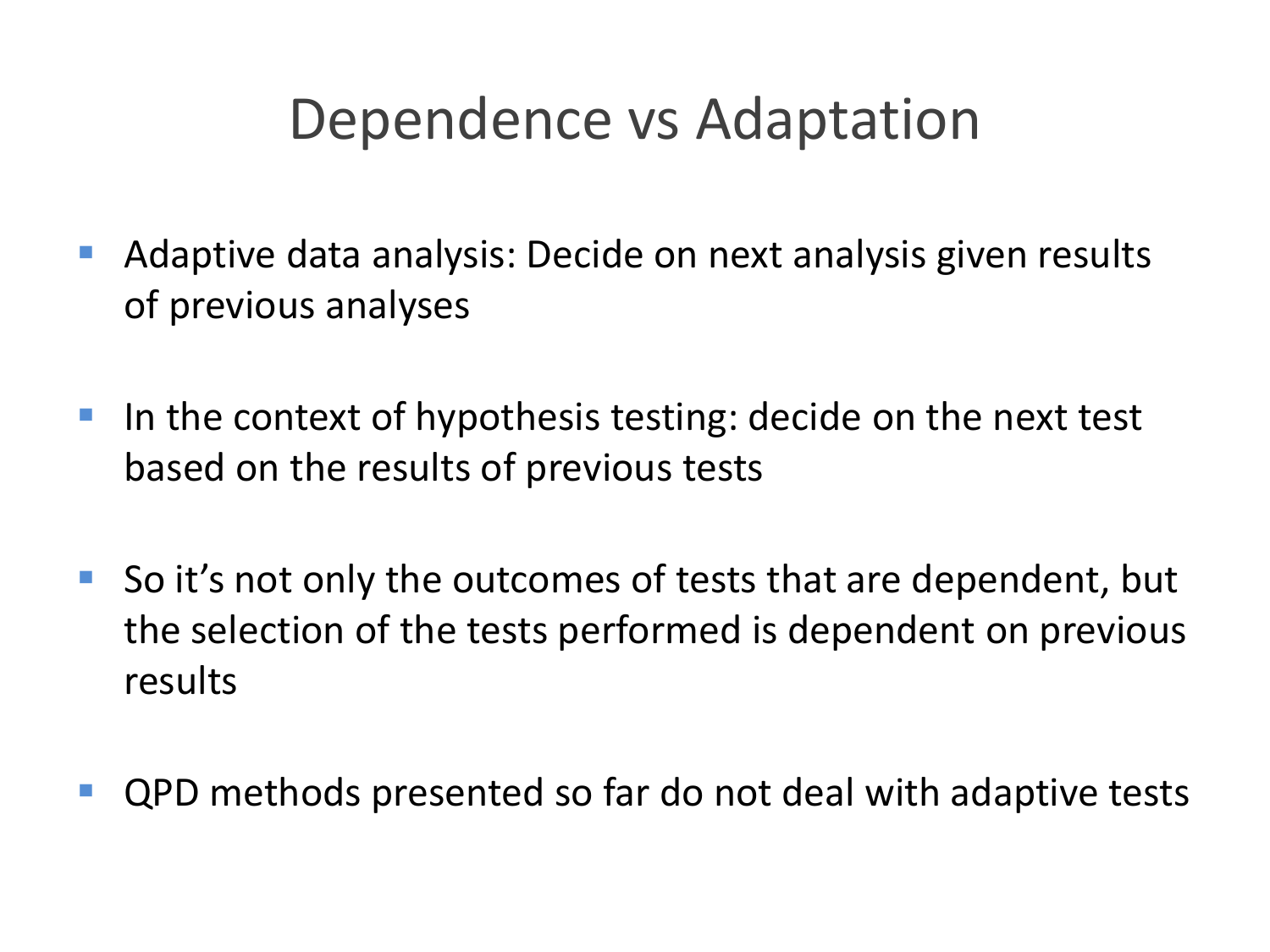# Dependence vs Adaptation

- Adaptive data analysis: Decide on next analysis given results of previous analyses
- In the context of hypothesis testing: decide on the next test based on the results of previous tests
- So it's not only the outcomes of tests that are dependent, but the selection of the tests performed is dependent on previous results
- QPD methods presented so far do not deal with adaptive tests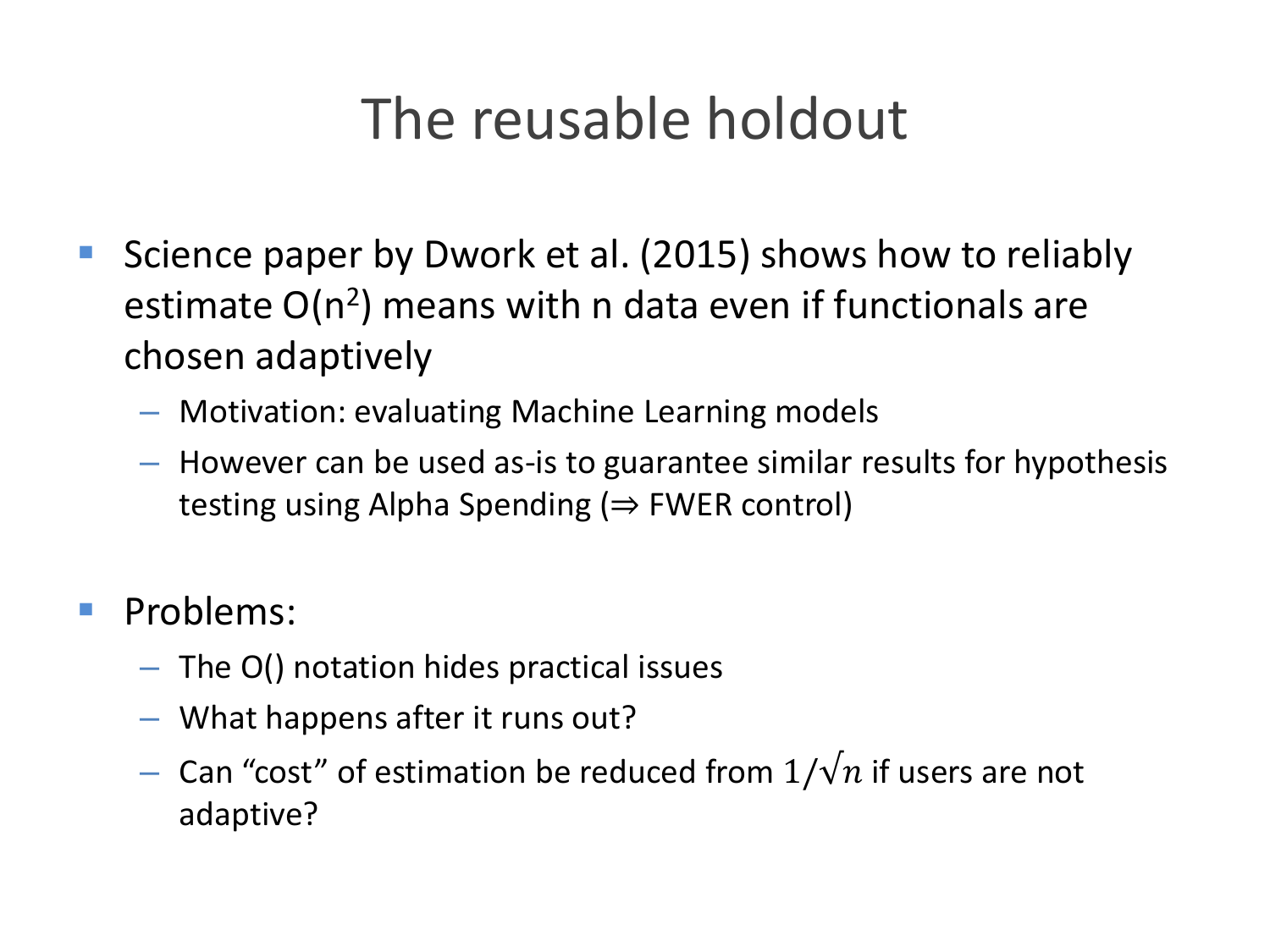# The reusable holdout

- Science paper by Dwork et al. (2015) shows how to reliably estimate $O(n^2)$ means with n data even if functionals are chosen adaptively
  - Motivation: evaluating Machine Learning models
  - However can be used as-is to guarantee similar results for hypothesis testing using Alpha Spending (⇒ FWER control)

- Problems:
  - The O() notation hides practical issues
  - What happens after it runs out?
  - Can "cost" of estimation be reduced from $1/\sqrt{n}$ if users are not adaptive?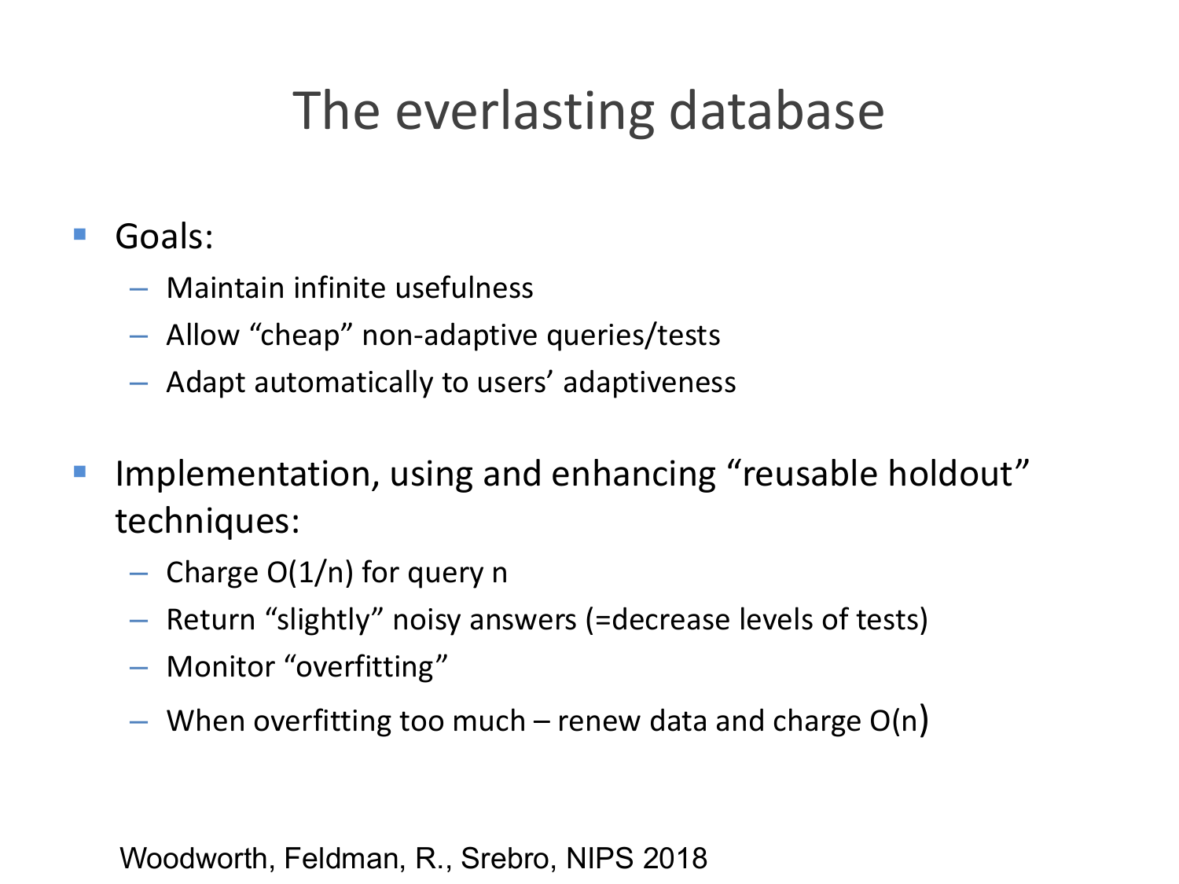# The everlasting database

- Goals:
  - Maintain infinite usefulness
  - Allow "cheap" non-adaptive queries/tests
  - Adapt automatically to users' adaptiveness

- Implementation, using and enhancing "reusable holdout" techniques:
  - Charge $O(1/n)$ for query $n$
  - Return "slightly" noisy answers (=decrease levels of tests)
  - Monitor "overfitting"
  - When overfitting too much – renew data and charge $O(n)$

Woodworth, Feldman, R., Srebro, NIPS 2018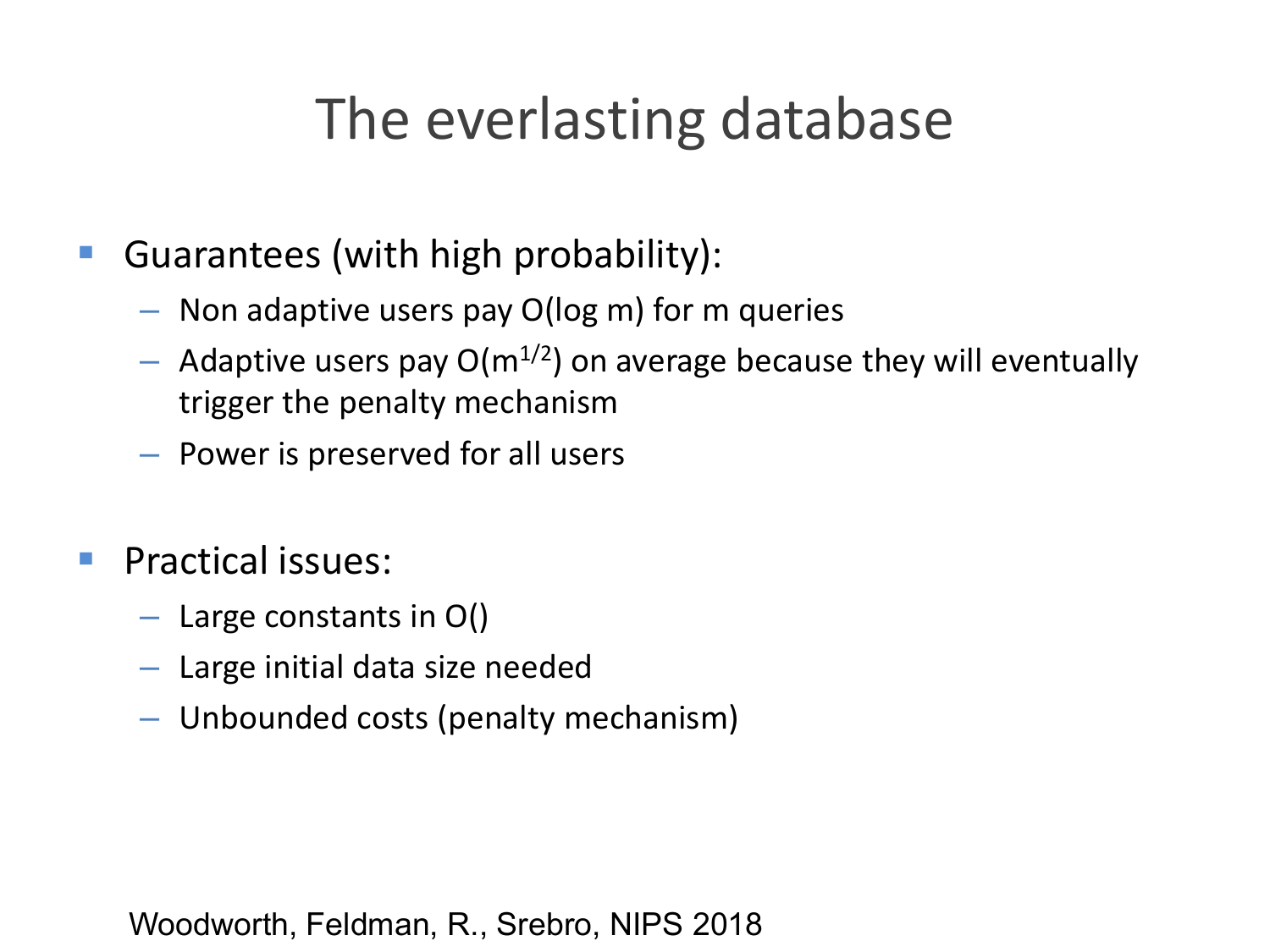# The everlasting database

- Guarantees (with high probability):
  - Non adaptive users pay $O(\log m)$ for m queries
  - Adaptive users pay $O(m^{1/2})$ on average because they will eventually trigger the penalty mechanism
  - Power is preserved for all users

- Practical issues:
  - Large constants in O()
  - Large initial data size needed
  - Unbounded costs (penalty mechanism)

Woodworth, Feldman, R., Srebro, NIPS 2018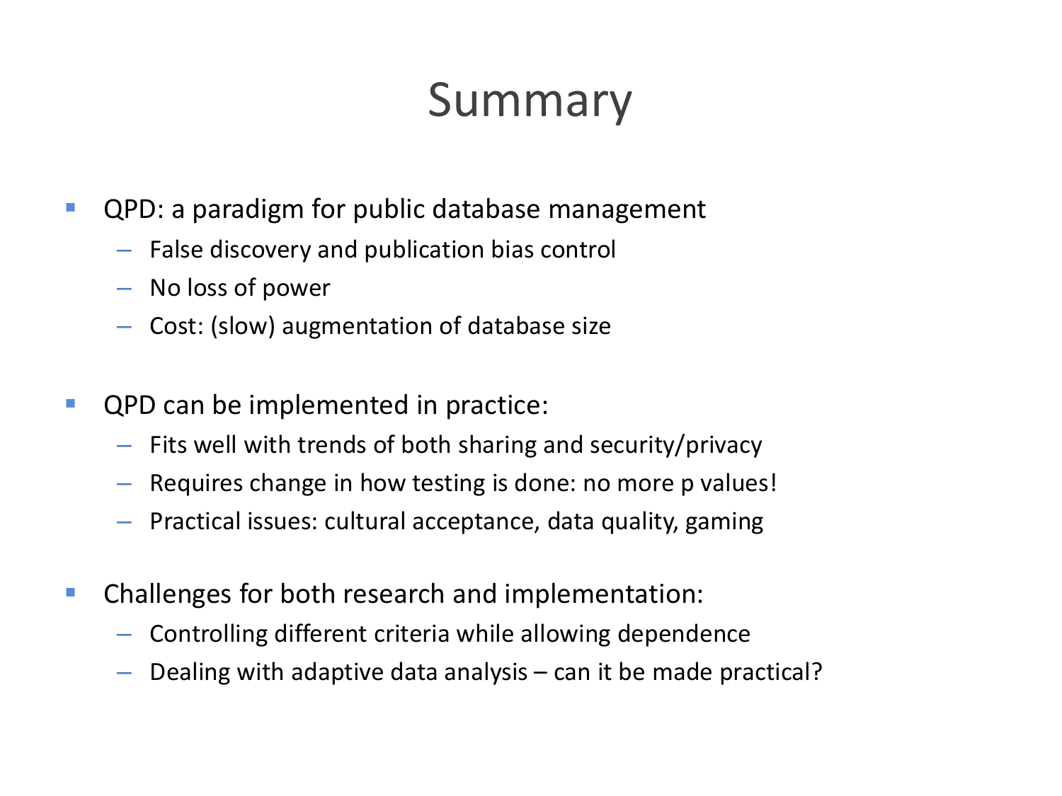# Summary

- QPD: a paradigm for public database management
  - False discovery and publication bias control
  - No loss of power
  - Cost: (slow) augmentation of database size

- QPD can be implemented in practice:
  - Fits well with trends of both sharing and security/privacy
  - Requires change in how testing is done: no more p values!
  - Practical issues: cultural acceptance, data quality, gaming

- Challenges for both research and implementation:
  - Controlling different criteria while allowing dependence
  - Dealing with adaptive data analysis – can it be made practical?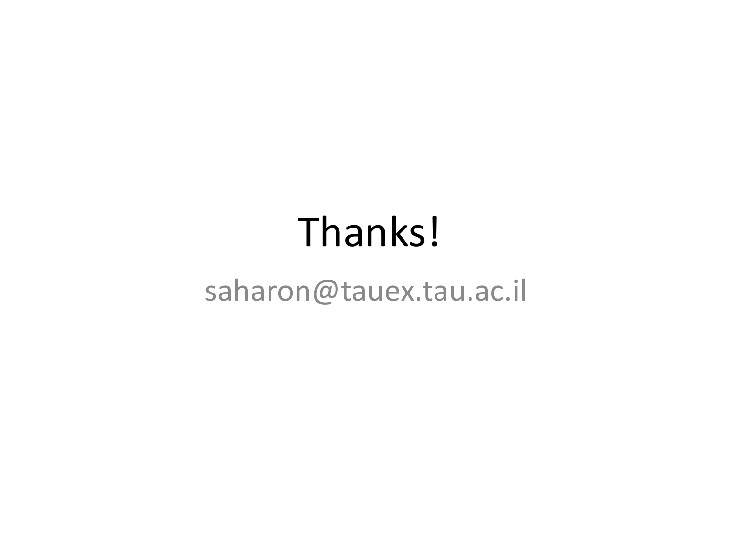# Thanks!

saharon@tauex.tau.ac.il